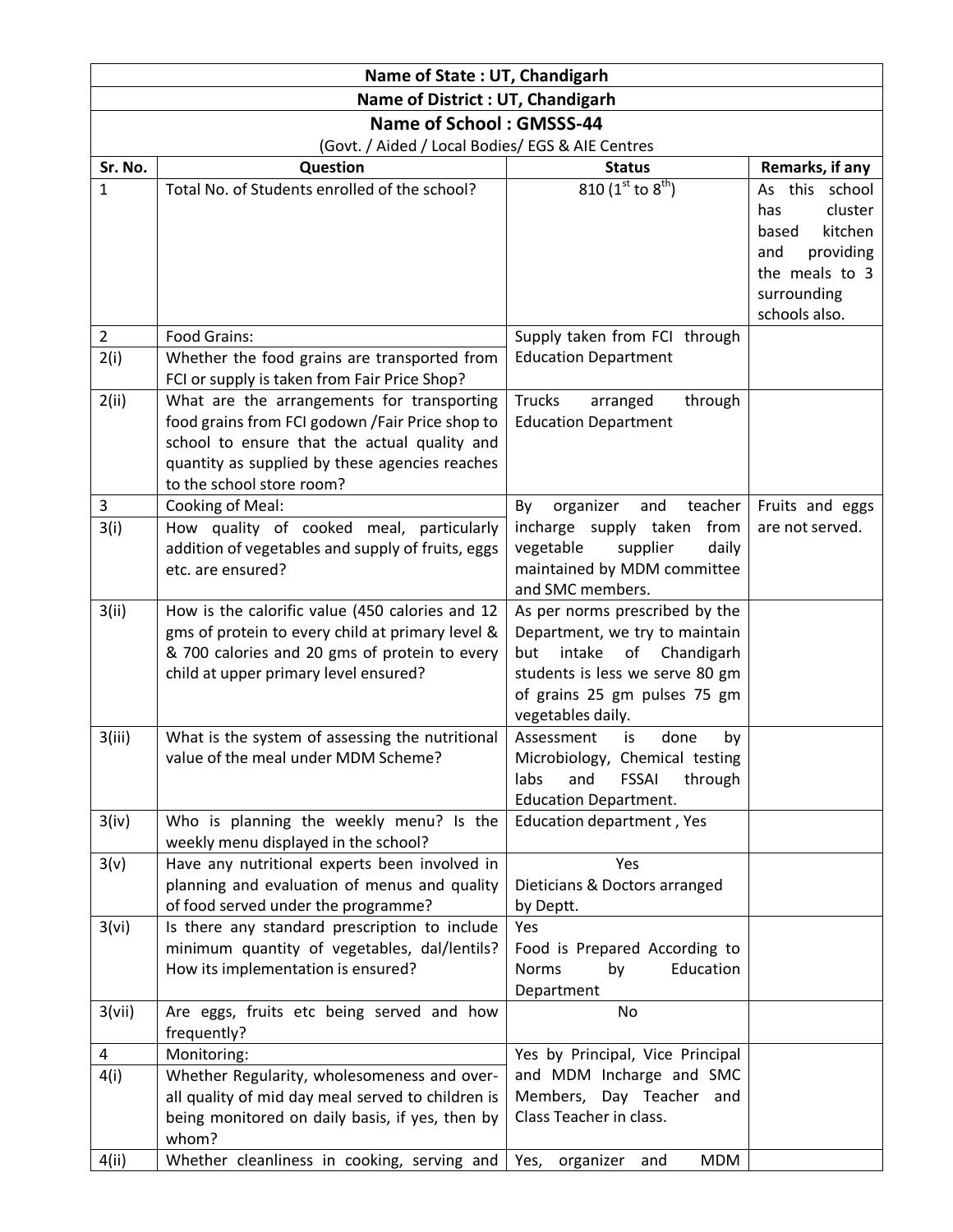| Name of State : UT, Chandigarh | | | |
|---|---|---|---|
| **Name of District : UT, Chandigarh** | | | |
| **Name of School : GMSSS-44** | | | |
| (Govt. / Aided / Local Bodies/ EGS & AIE Centres | | | |
| **Sr. No.** | **Question** | **Status** | **Remarks, if any** |
| 1 | Total No. of Students enrolled of the school? | 810 (1st to 8th) | As this school has cluster based kitchen and providing the meals to 3 surrounding schools also. |
| 2 | Food Grains: | Supply taken from FCI through Education Department | |
| 2(i) | Whether the food grains are transported from FCI or supply is taken from Fair Price Shop? | | |
| 2(ii) | What are the arrangements for transporting food grains from FCI godown /Fair Price shop to school to ensure that the actual quality and quantity as supplied by these agencies reaches to the school store room? | Trucks arranged through Education Department | |
| 3 | Cooking of Meal: | By organizer and teacher incharge supply taken from vegetable supplier daily maintained by MDM committee and SMC members. | Fruits and eggs are not served. |
| 3(i) | How quality of cooked meal, particularly addition of vegetables and supply of fruits, eggs etc. are ensured? | | |
| 3(ii) | How is the calorific value (450 calories and 12 gms of protein to every child at primary level & & 700 calories and 20 gms of protein to every child at upper primary level ensured? | As per norms prescribed by the Department, we try to maintain but intake of Chandigarh students is less we serve 80 gm of grains 25 gm pulses 75 gm vegetables daily. | |
| 3(iii) | What is the system of assessing the nutritional value of the meal under MDM Scheme? | Assessment is done by Microbiology, Chemical testing labs and FSSAI through Education Department. | |
| 3(iv) | Who is planning the weekly menu? Is the weekly menu displayed in the school? | Education department , Yes | |
| 3(v) | Have any nutritional experts been involved in planning and evaluation of menus and quality of food served under the programme? | Yes<br>Dieticians & Doctors arranged by Deptt. | |
| 3(vi) | Is there any standard prescription to include minimum quantity of vegetables, dal/lentils? How its implementation is ensured? | Yes<br>Food is Prepared According to Norms by Education Department | |
| 3(vii) | Are eggs, fruits etc being served and how frequently? | No | |
| 4 | Monitoring: | Yes by Principal, Vice Principal and MDM Incharge and SMC Members, Day Teacher and Class Teacher in class. | |
| 4(i) | Whether Regularity, wholesomeness and over-all quality of mid day meal served to children is being monitored on daily basis, if yes, then by whom? | | |
| 4(ii) | Whether cleanliness in cooking, serving and | Yes, organizer and MDM | |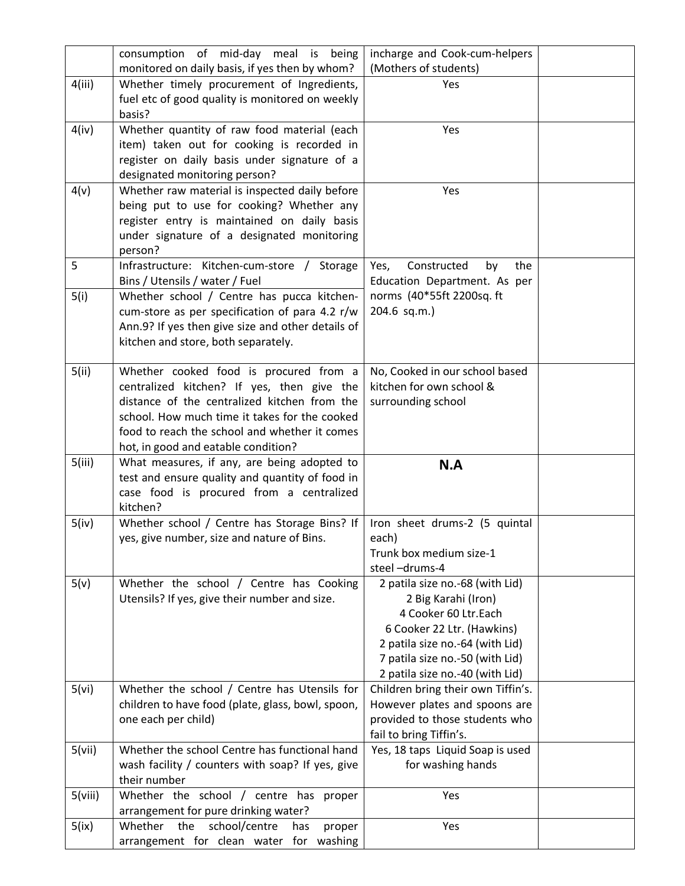| | | | |
|---|---|---|---|
| | consumption of mid-day meal is being monitored on daily basis, if yes then by whom? | incharge and Cook-cum-helpers (Mothers of students) | |
| 4(iii) | Whether timely procurement of Ingredients, fuel etc of good quality is monitored on weekly basis? | Yes | |
| 4(iv) | Whether quantity of raw food material (each item) taken out for cooking is recorded in register on daily basis under signature of a designated monitoring person? | Yes | |
| 4(v) | Whether raw material is inspected daily before being put to use for cooking? Whether any register entry is maintained on daily basis under signature of a designated monitoring person? | Yes | |
| 5 | Infrastructure: Kitchen-cum-store / Storage Bins / Utensils / water / Fuel | Yes, Constructed by the Education Department. As per norms (40*55ft 2200sq. ft 204.6 sq.m.) | |
| 5(i) | Whether school / Centre has pucca kitchen-cum-store as per specification of para 4.2 r/w Ann.9? If yes then give size and other details of kitchen and store, both separately. | | |
| 5(ii) | Whether cooked food is procured from a centralized kitchen? If yes, then give the distance of the centralized kitchen from the school. How much time it takes for the cooked food to reach the school and whether it comes hot, in good and eatable condition? | No, Cooked in our school based kitchen for own school & surrounding school | |
| 5(iii) | What measures, if any, are being adopted to test and ensure quality and quantity of food in case food is procured from a centralized kitchen? | **N.A** | |
| 5(iv) | Whether school / Centre has Storage Bins? If yes, give number, size and nature of Bins. | Iron sheet drums-2 (5 quintal each)<br>Trunk box medium size-1<br>steel –drums-4 | |
| 5(v) | Whether the school / Centre has Cooking Utensils? If yes, give their number and size. | 2 patila size no.-68 (with Lid)<br>2 Big Karahi (Iron)<br>4 Cooker 60 Ltr.Each<br>6 Cooker 22 Ltr. (Hawkins)<br>2 patila size no.-64 (with Lid)<br>7 patila size no.-50 (with Lid)<br>2 patila size no.-40 (with Lid) | |
| 5(vi) | Whether the school / Centre has Utensils for children to have food (plate, glass, bowl, spoon, one each per child) | Children bring their own Tiffin's. However plates and spoons are provided to those students who fail to bring Tiffin's. | |
| 5(vii) | Whether the school Centre has functional hand wash facility / counters with soap? If yes, give their number | Yes, 18 taps Liquid Soap is used for washing hands | |
| 5(viii) | Whether the school / centre has proper arrangement for pure drinking water? | Yes | |
| 5(ix) | Whether the school/centre has proper arrangement for clean water for washing | Yes | |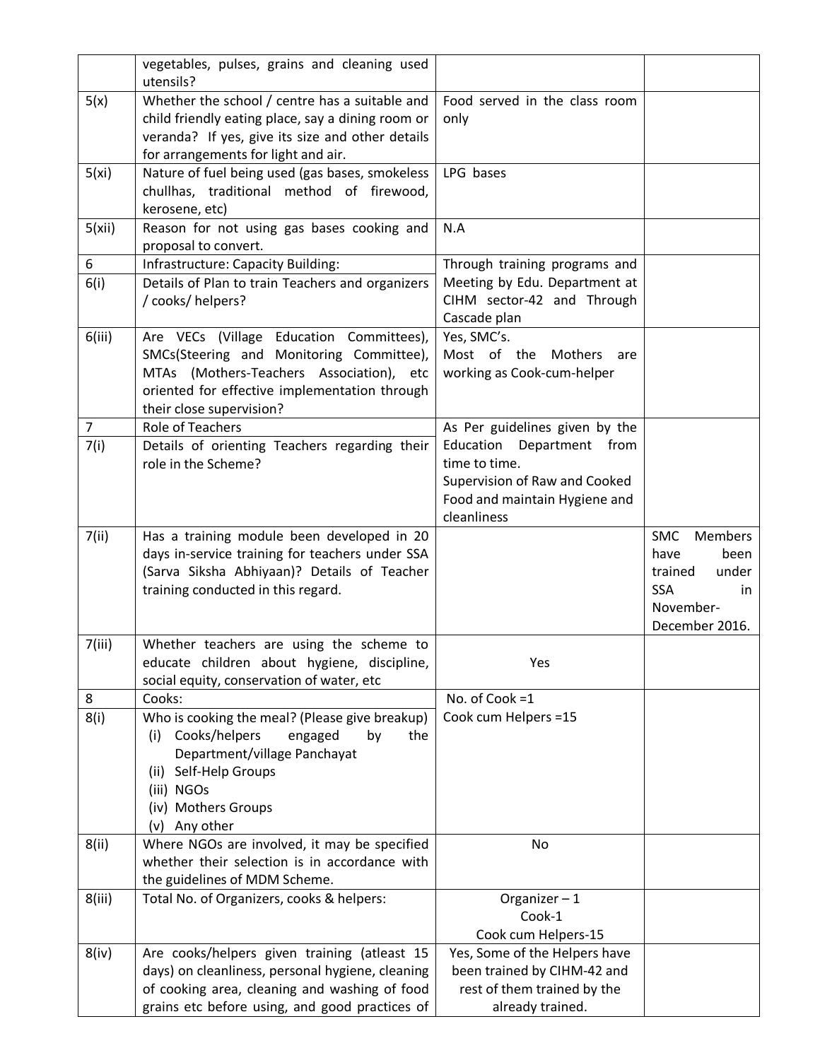| | | | |
|---|---|---|---|
| | vegetables, pulses, grains and cleaning used utensils? | | |
| 5(x) | Whether the school / centre has a suitable and child friendly eating place, say a dining room or veranda? If yes, give its size and other details for arrangements for light and air. | Food served in the class room only | |
| 5(xi) | Nature of fuel being used (gas bases, smokeless chullhas, traditional method of firewood, kerosene, etc) | LPG bases | |
| 5(xii) | Reason for not using gas bases cooking and proposal to convert. | N.A | |
| 6 | Infrastructure: Capacity Building: | Through training programs and Meeting by Edu. Department at CIHM sector-42 and Through Cascade plan | |
| 6(i) | Details of Plan to train Teachers and organizers / cooks/ helpers? | | |
| 6(iii) | Are VECs (Village Education Committees), SMCs(Steering and Monitoring Committee), MTAs (Mothers-Teachers Association), etc oriented for effective implementation through their close supervision? | Yes, SMC's. Most of the Mothers are working as Cook-cum-helper | |
| 7 | Role of Teachers | As Per guidelines given by the Education Department from time to time. Supervision of Raw and Cooked Food and maintain Hygiene and cleanliness | |
| 7(i) | Details of orienting Teachers regarding their role in the Scheme? | | |
| 7(ii) | Has a training module been developed in 20 days in-service training for teachers under SSA (Sarva Siksha Abhiyaan)? Details of Teacher training conducted in this regard. | | SMC Members have been trained under SSA in November-December 2016. |
| 7(iii) | Whether teachers are using the scheme to educate children about hygiene, discipline, social equity, conservation of water, etc | Yes | |
| 8 | Cooks: | No. of Cook =1<br>Cook cum Helpers =15 | |
| 8(i) | Who is cooking the meal? (Please give breakup)<br>(i) Cooks/helpers engaged by the Department/village Panchayat<br>(ii) Self-Help Groups<br>(iii) NGOs<br>(iv) Mothers Groups<br>(v) Any other | | |
| 8(ii) | Where NGOs are involved, it may be specified whether their selection is in accordance with the guidelines of MDM Scheme. | No | |
| 8(iii) | Total No. of Organizers, cooks & helpers: | Organizer – 1<br>Cook-1<br>Cook cum Helpers-15 | |
| 8(iv) | Are cooks/helpers given training (atleast 15 days) on cleanliness, personal hygiene, cleaning of cooking area, cleaning and washing of food grains etc before using, and good practices of | Yes, Some of the Helpers have been trained by CIHM-42 and rest of them trained by the already trained. | |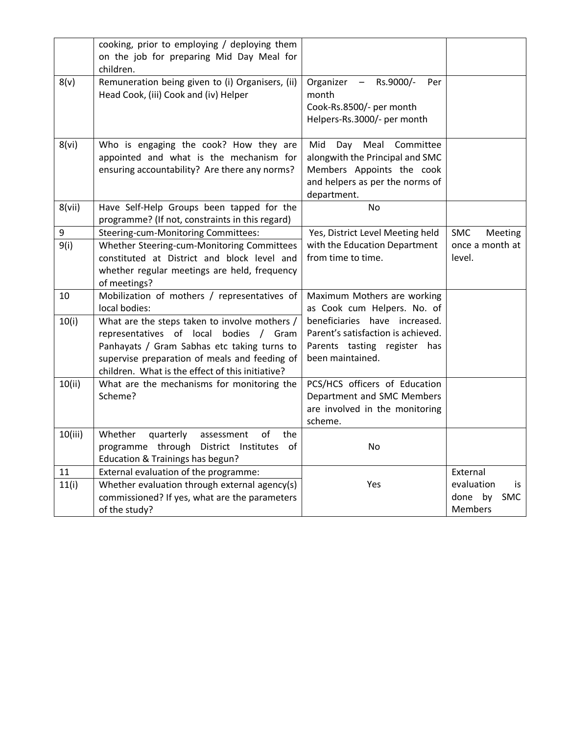| | | | |
|---|---|---|---|
| | cooking, prior to employing / deploying them on the job for preparing Mid Day Meal for children. | | |
| 8(v) | Remuneration being given to (i) Organisers, (ii) Head Cook, (iii) Cook and (iv) Helper | Organizer – Rs.9000/- Per month<br>Cook-Rs.8500/- per month<br>Helpers-Rs.3000/- per month | |
| 8(vi) | Who is engaging the cook? How they are appointed and what is the mechanism for ensuring accountability? Are there any norms? | Mid Day Meal Committee alongwith the Principal and SMC Members Appoints the cook and helpers as per the norms of department. | |
| 8(vii) | Have Self-Help Groups been tapped for the programme? (If not, constraints in this regard) | No | |
| 9 | Steering-cum-Monitoring Committees: | Yes, District Level Meeting held with the Education Department from time to time. | SMC Meeting once a month at level. |
| 9(i) | Whether Steering-cum-Monitoring Committees constituted at District and block level and whether regular meetings are held, frequency of meetings? | | |
| 10 | Mobilization of mothers / representatives of local bodies: | Maximum Mothers are working as Cook cum Helpers. No. of beneficiaries have increased. Parent's satisfaction is achieved. Parents tasting register has been maintained. | |
| 10(i) | What are the steps taken to involve mothers / representatives of local bodies / Gram Panhayats / Gram Sabhas etc taking turns to supervise preparation of meals and feeding of children. What is the effect of this initiative? | | |
| 10(ii) | What are the mechanisms for monitoring the Scheme? | PCS/HCS officers of Education Department and SMC Members are involved in the monitoring scheme. | |
| 10(iii) | Whether quarterly assessment of the programme through District Institutes of Education & Trainings has begun? | No | |
| 11 | External evaluation of the programme: | Yes | External evaluation is done by SMC Members |
| 11(i) | Whether evaluation through external agency(s) commissioned? If yes, what are the parameters of the study? | | |